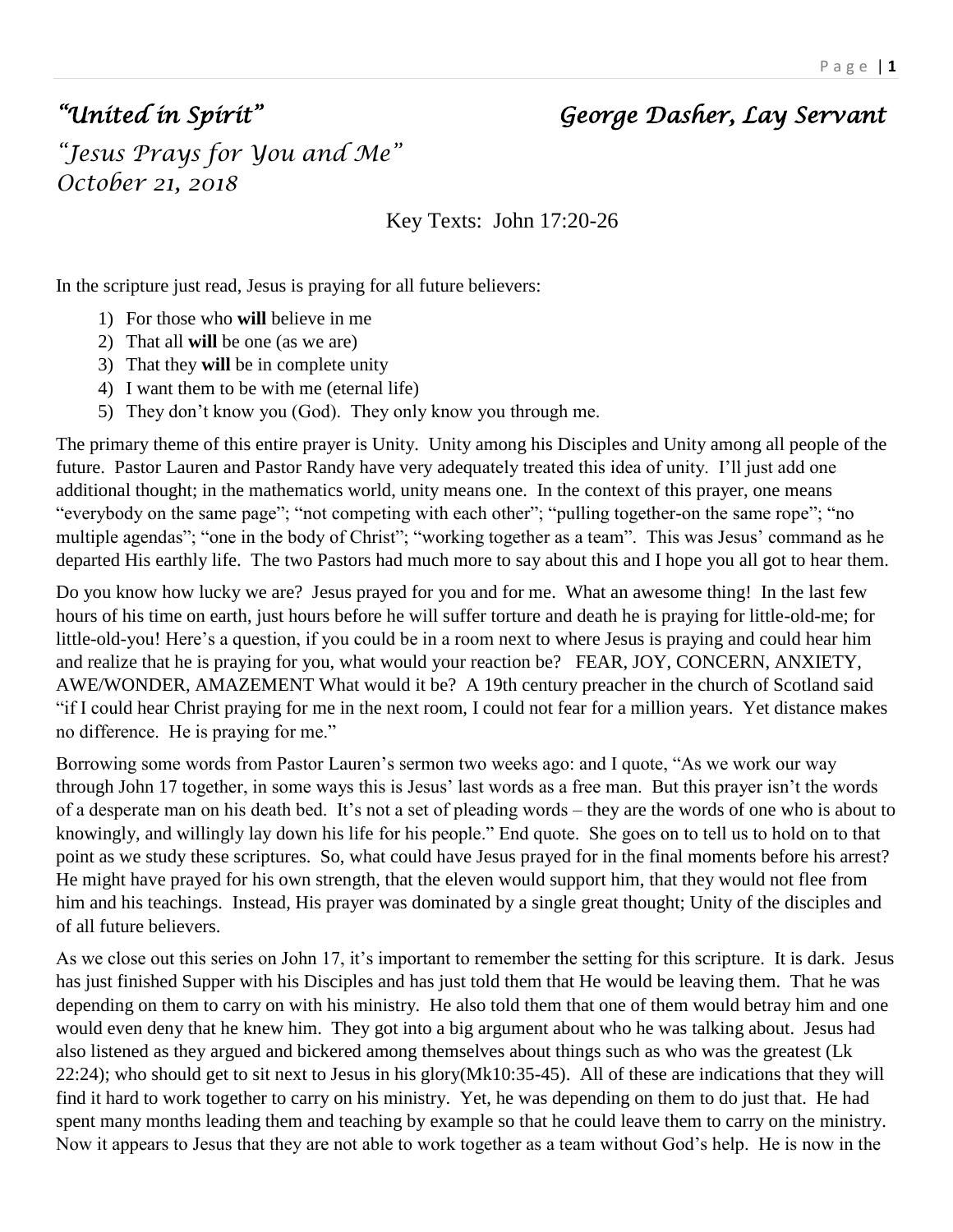# *"United in Spirit"* *George Dasher, Lay Servant*

## *"Jesus Prays for You and Me"*
## *October 21, 2018*

Key Texts: John 17:20-26

In the scripture just read, Jesus is praying for all future believers:

1) For those who **will** believe in me
2) That all **will** be one (as we are)
3) That they **will** be in complete unity
4) I want them to be with me (eternal life)
5) They don't know you (God). They only know you through me.

The primary theme of this entire prayer is Unity. Unity among his Disciples and Unity among all people of the future. Pastor Lauren and Pastor Randy have very adequately treated this idea of unity. I'll just add one additional thought; in the mathematics world, unity means one. In the context of this prayer, one means "everybody on the same page"; "not competing with each other"; "pulling together-on the same rope"; "no multiple agendas"; "one in the body of Christ"; "working together as a team". This was Jesus' command as he departed His earthly life. The two Pastors had much more to say about this and I hope you all got to hear them.

Do you know how lucky we are? Jesus prayed for you and for me. What an awesome thing! In the last few hours of his time on earth, just hours before he will suffer torture and death he is praying for little-old-me; for little-old-you! Here's a question, if you could be in a room next to where Jesus is praying and could hear him and realize that he is praying for you, what would your reaction be? FEAR, JOY, CONCERN, ANXIETY, AWE/WONDER, AMAZEMENT What would it be? A 19th century preacher in the church of Scotland said "if I could hear Christ praying for me in the next room, I could not fear for a million years. Yet distance makes no difference. He is praying for me."

Borrowing some words from Pastor Lauren's sermon two weeks ago: and I quote, "As we work our way through John 17 together, in some ways this is Jesus' last words as a free man. But this prayer isn't the words of a desperate man on his death bed. It's not a set of pleading words – they are the words of one who is about to knowingly, and willingly lay down his life for his people." End quote. She goes on to tell us to hold on to that point as we study these scriptures. So, what could have Jesus prayed for in the final moments before his arrest? He might have prayed for his own strength, that the eleven would support him, that they would not flee from him and his teachings. Instead, His prayer was dominated by a single great thought; Unity of the disciples and of all future believers.

As we close out this series on John 17, it's important to remember the setting for this scripture. It is dark. Jesus has just finished Supper with his Disciples and has just told them that He would be leaving them. That he was depending on them to carry on with his ministry. He also told them that one of them would betray him and one would even deny that he knew him. They got into a big argument about who he was talking about. Jesus had also listened as they argued and bickered among themselves about things such as who was the greatest (Lk 22:24); who should get to sit next to Jesus in his glory(Mk10:35-45). All of these are indications that they will find it hard to work together to carry on his ministry. Yet, he was depending on them to do just that. He had spent many months leading them and teaching by example so that he could leave them to carry on the ministry. Now it appears to Jesus that they are not able to work together as a team without God's help. He is now in the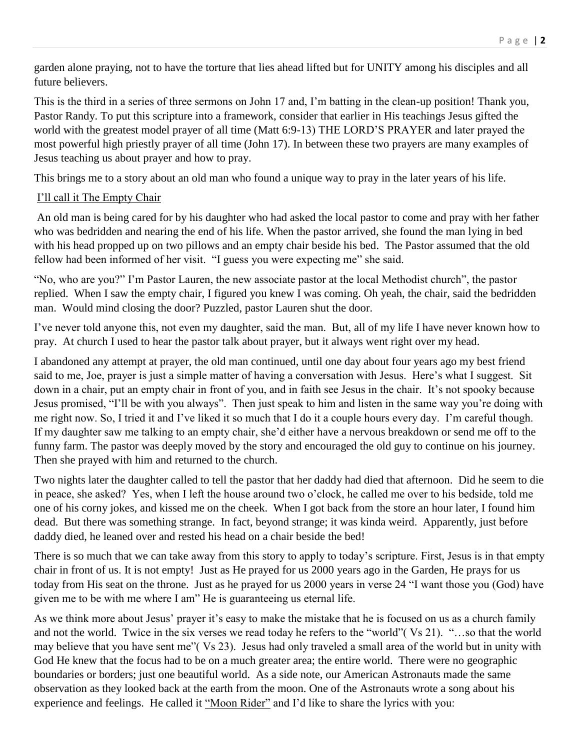garden alone praying, not to have the torture that lies ahead lifted but for UNITY among his disciples and all future believers.

This is the third in a series of three sermons on John 17 and, I'm batting in the clean-up position! Thank you, Pastor Randy. To put this scripture into a framework, consider that earlier in His teachings Jesus gifted the world with the greatest model prayer of all time (Matt 6:9-13) THE LORD'S PRAYER and later prayed the most powerful high priestly prayer of all time (John 17). In between these two prayers are many examples of Jesus teaching us about prayer and how to pray.

This brings me to a story about an old man who found a unique way to pray in the later years of his life.

<u>I'll call it The Empty Chair</u>

An old man is being cared for by his daughter who had asked the local pastor to come and pray with her father who was bedridden and nearing the end of his life. When the pastor arrived, she found the man lying in bed with his head propped up on two pillows and an empty chair beside his bed. The Pastor assumed that the old fellow had been informed of her visit. "I guess you were expecting me" she said.

"No, who are you?" I'm Pastor Lauren, the new associate pastor at the local Methodist church", the pastor replied. When I saw the empty chair, I figured you knew I was coming. Oh yeah, the chair, said the bedridden man. Would mind closing the door? Puzzled, pastor Lauren shut the door.

I've never told anyone this, not even my daughter, said the man. But, all of my life I have never known how to pray. At church I used to hear the pastor talk about prayer, but it always went right over my head.

I abandoned any attempt at prayer, the old man continued, until one day about four years ago my best friend said to me, Joe, prayer is just a simple matter of having a conversation with Jesus. Here's what I suggest. Sit down in a chair, put an empty chair in front of you, and in faith see Jesus in the chair. It's not spooky because Jesus promised, "I'll be with you always". Then just speak to him and listen in the same way you're doing with me right now. So, I tried it and I've liked it so much that I do it a couple hours every day. I'm careful though. If my daughter saw me talking to an empty chair, she'd either have a nervous breakdown or send me off to the funny farm. The pastor was deeply moved by the story and encouraged the old guy to continue on his journey. Then she prayed with him and returned to the church.

Two nights later the daughter called to tell the pastor that her daddy had died that afternoon. Did he seem to die in peace, she asked? Yes, when I left the house around two o'clock, he called me over to his bedside, told me one of his corny jokes, and kissed me on the cheek. When I got back from the store an hour later, I found him dead. But there was something strange. In fact, beyond strange; it was kinda weird. Apparently, just before daddy died, he leaned over and rested his head on a chair beside the bed!

There is so much that we can take away from this story to apply to today's scripture. First, Jesus is in that empty chair in front of us. It is not empty! Just as He prayed for us 2000 years ago in the Garden, He prays for us today from His seat on the throne. Just as he prayed for us 2000 years in verse 24 "I want those you (God) have given me to be with me where I am" He is guaranteeing us eternal life.

As we think more about Jesus' prayer it's easy to make the mistake that he is focused on us as a church family and not the world. Twice in the six verses we read today he refers to the "world"( Vs 21). "…so that the world may believe that you have sent me"( Vs 23). Jesus had only traveled a small area of the world but in unity with God He knew that the focus had to be on a much greater area; the entire world. There were no geographic boundaries or borders; just one beautiful world. As a side note, our American Astronauts made the same observation as they looked back at the earth from the moon. One of the Astronauts wrote a song about his experience and feelings. He called it <u>"Moon Rider"</u> and I'd like to share the lyrics with you: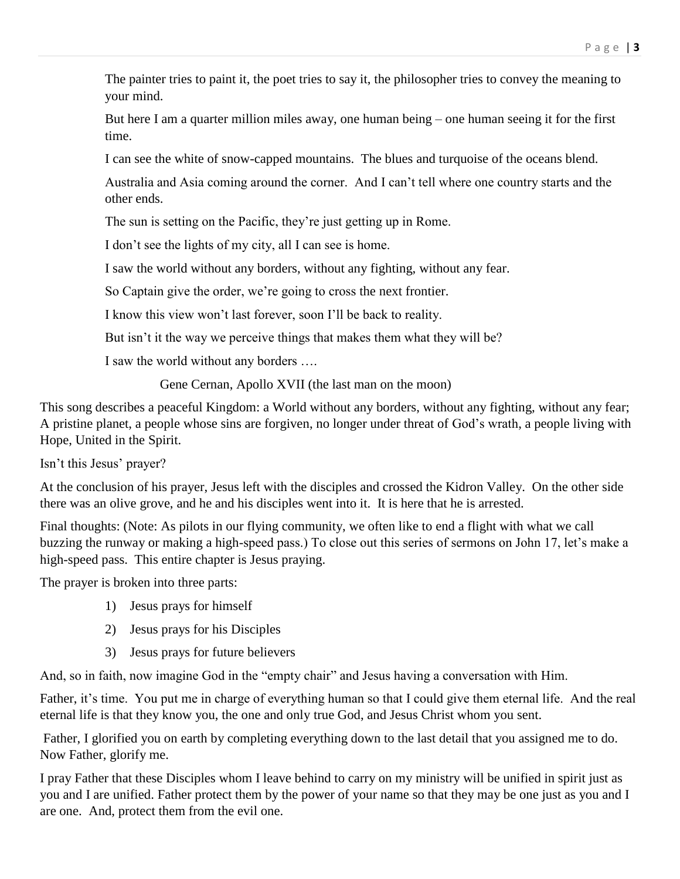> The painter tries to paint it, the poet tries to say it, the philosopher tries to convey the meaning to your mind.
>
> But here I am a quarter million miles away, one human being – one human seeing it for the first time.
>
> I can see the white of snow-capped mountains. The blues and turquoise of the oceans blend.
>
> Australia and Asia coming around the corner. And I can't tell where one country starts and the other ends.
>
> The sun is setting on the Pacific, they're just getting up in Rome.
>
> I don't see the lights of my city, all I can see is home.
>
> I saw the world without any borders, without any fighting, without any fear.
>
> So Captain give the order, we're going to cross the next frontier.
>
> I know this view won't last forever, soon I'll be back to reality.
>
> But isn't it the way we perceive things that makes them what they will be?
>
> I saw the world without any borders ….
>
> Gene Cernan, Apollo XVII (the last man on the moon)

This song describes a peaceful Kingdom: a World without any borders, without any fighting, without any fear; A pristine planet, a people whose sins are forgiven, no longer under threat of God's wrath, a people living with Hope, United in the Spirit.

Isn't this Jesus' prayer?

At the conclusion of his prayer, Jesus left with the disciples and crossed the Kidron Valley. On the other side there was an olive grove, and he and his disciples went into it. It is here that he is arrested.

Final thoughts: (Note: As pilots in our flying community, we often like to end a flight with what we call buzzing the runway or making a high-speed pass.) To close out this series of sermons on John 17, let's make a high-speed pass. This entire chapter is Jesus praying.

The prayer is broken into three parts:

1) Jesus prays for himself
2) Jesus prays for his Disciples
3) Jesus prays for future believers

And, so in faith, now imagine God in the "empty chair" and Jesus having a conversation with Him.

Father, it's time. You put me in charge of everything human so that I could give them eternal life. And the real eternal life is that they know you, the one and only true God, and Jesus Christ whom you sent.

Father, I glorified you on earth by completing everything down to the last detail that you assigned me to do. Now Father, glorify me.

I pray Father that these Disciples whom I leave behind to carry on my ministry will be unified in spirit just as you and I are unified. Father protect them by the power of your name so that they may be one just as you and I are one. And, protect them from the evil one.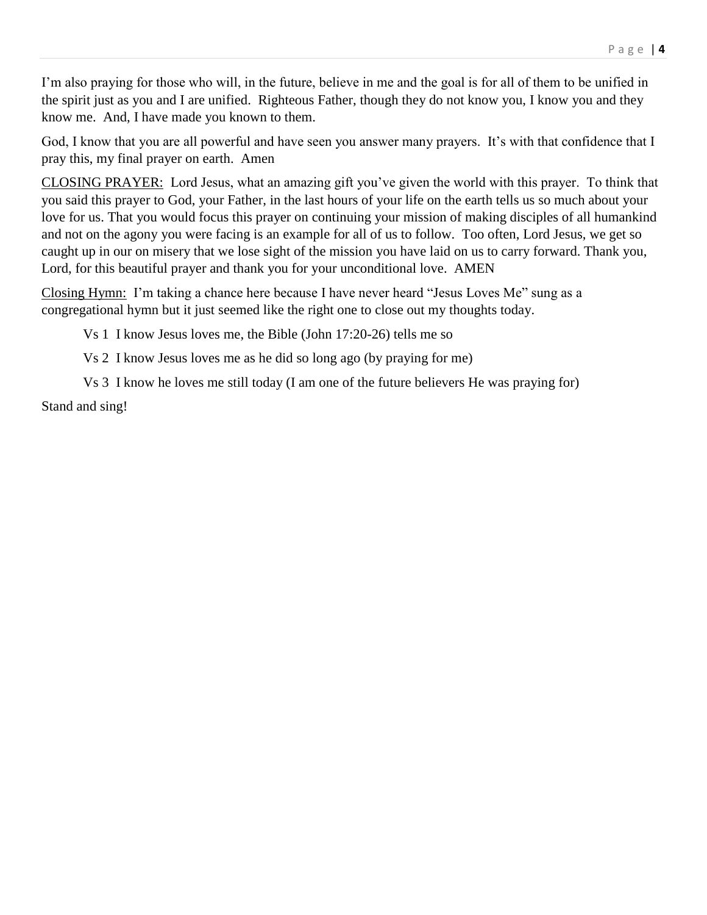I'm also praying for those who will, in the future, believe in me and the goal is for all of them to be unified in the spirit just as you and I are unified. Righteous Father, though they do not know you, I know you and they know me. And, I have made you known to them.

God, I know that you are all powerful and have seen you answer many prayers. It's with that confidence that I pray this, my final prayer on earth. Amen

<u>CLOSING PRAYER:</u> Lord Jesus, what an amazing gift you've given the world with this prayer. To think that you said this prayer to God, your Father, in the last hours of your life on the earth tells us so much about your love for us. That you would focus this prayer on continuing your mission of making disciples of all humankind and not on the agony you were facing is an example for all of us to follow. Too often, Lord Jesus, we get so caught up in our on misery that we lose sight of the mission you have laid on us to carry forward. Thank you, Lord, for this beautiful prayer and thank you for your unconditional love. AMEN

<u>Closing Hymn:</u> I'm taking a chance here because I have never heard "Jesus Loves Me" sung as a congregational hymn but it just seemed like the right one to close out my thoughts today.

Vs 1 I know Jesus loves me, the Bible (John 17:20-26) tells me so

Vs 2 I know Jesus loves me as he did so long ago (by praying for me)

Vs 3 I know he loves me still today (I am one of the future believers He was praying for)

Stand and sing!